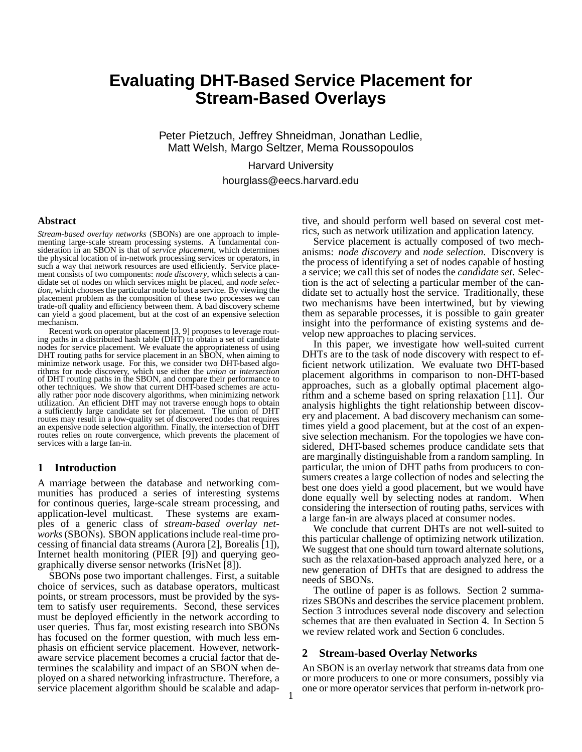# Evaluating DHT-Based Service Placement for Stream-Based Overlays

Peter Pietzuch, Jeffrey Shneidman, Jonathan Ledlie, Matt Welsh, Margo Seltzer, Mema Roussopoulos

Harvard University

hourglass@eecs.harvard.edu

## Abstract

*Stream-based overlay networks* (SBONs) are one approach to implementing large-scale stream processing systems. A fundamental consideration in an SBON is that of *service placement*, which determines the physical location of in-network processing services or operators, in such a way that network resources are used efficiently. Service placement consists of two components: *node discovery*, which selects a candidate set of nodes on which services might be placed, and *node selection*, which chooses the particular node to host a service. By viewing the placement problem as the composition of these two processes we can trade-off quality and efficiency between them. A bad discovery scheme can yield a good placement, but at the cost of an expensive selection mechanism.

Recent work on operator placement [3, 9] proposes to leverage routing paths in a distributed hash table (DHT) to obtain a set of candidate nodes for service placement. We evaluate the appropriateness of using DHT routing paths for service placement in an SBON, when aiming to minimize network usage. For this, we consider two DHT-based algorithms for node discovery, which use either the *union* or *intersection* of DHT routing paths in the SBON, and compare their performance to other techniques. We show that current DHT-based schemes are actually rather poor node discovery algorithms, when minimizing network utilization. An efficient DHT may not traverse enough hops to obtain a sufficiently large candidate set for placement. The union of DHT routes may result in a low-quality set of discovered nodes that requires an expensive node selection algorithm. Finally, the intersection of DHT routes relies on route convergence, which prevents the placement of services with a large fan-in.

## 1 Introduction

A marriage between the database and networking communities has produced a series of interesting systems for continous queries, large-scale stream processing, and application-level multicast. These systems are examples of a generic class of *stream-based overlay networks* (SBONs). SBON applications include real-time processing of financial data streams (Aurora [2], Borealis [1]), Internet health monitoring (PIER [9]) and querying geographically diverse sensor networks (IrisNet [8]).

SBONs pose two important challenges. First, a suitable choice of services, such as database operators, multicast points, or stream processors, must be provided by the system to satisfy user requirements. Second, these services must be deployed efficiently in the network according to user queries. Thus far, most existing research into SBONs has focused on the former question, with much less emphasis on efficient service placement. However, network-aware service placement becomes a crucial factor that determines the scalability and impact of an SBON when deployed on a shared networking infrastructure. Therefore, a service placement algorithm should be scalable and adaptive, and should perform well based on several cost metrics, such as network utilization and application latency.

Service placement is actually composed of two mechanisms: *node discovery* and *node selection*. Discovery is the process of identifying a set of nodes capable of hosting a service; we call this set of nodes the *candidate set*. Selection is the act of selecting a particular member of the candidate set to actually host the service. Traditionally, these two mechanisms have been intertwined, but by viewing them as separable processes, it is possible to gain greater insight into the performance of existing systems and develop new approaches to placing services.

In this paper, we investigate how well-suited current DHTs are to the task of node discovery with respect to efficient network utilization. We evaluate two DHT-based placement algorithms in comparison to non-DHT-based approaches, such as a globally optimal placement algorithm and a scheme based on spring relaxation [11]. Our analysis highlights the tight relationship between discovery and placement. A bad discovery mechanism can sometimes yield a good placement, but at the cost of an expensive selection mechanism. For the topologies we have considered, DHT-based schemes produce candidate sets that are marginally distinguishable from a random sampling. In particular, the union of DHT paths from producers to consumers creates a large collection of nodes and selecting the best one does yield a good placement, but we would have done equally well by selecting nodes at random. When considering the intersection of routing paths, services with a large fan-in are always placed at consumer nodes.

We conclude that current DHTs are not well-suited to this particular challenge of optimizing network utilization. We suggest that one should turn toward alternate solutions, such as the relaxation-based approach analyzed here, or a new generation of DHTs that are designed to address the needs of SBONs.

The outline of paper is as follows. Section 2 summarizes SBONs and describes the service placement problem. Section 3 introduces several node discovery and selection schemes that are then evaluated in Section 4. In Section 5 we review related work and Section 6 concludes.

## 2 Stream-based Overlay Networks

An SBON is an overlay network that streams data from one or more producers to one or more consumers, possibly via one or more operator services that perform in-network pro-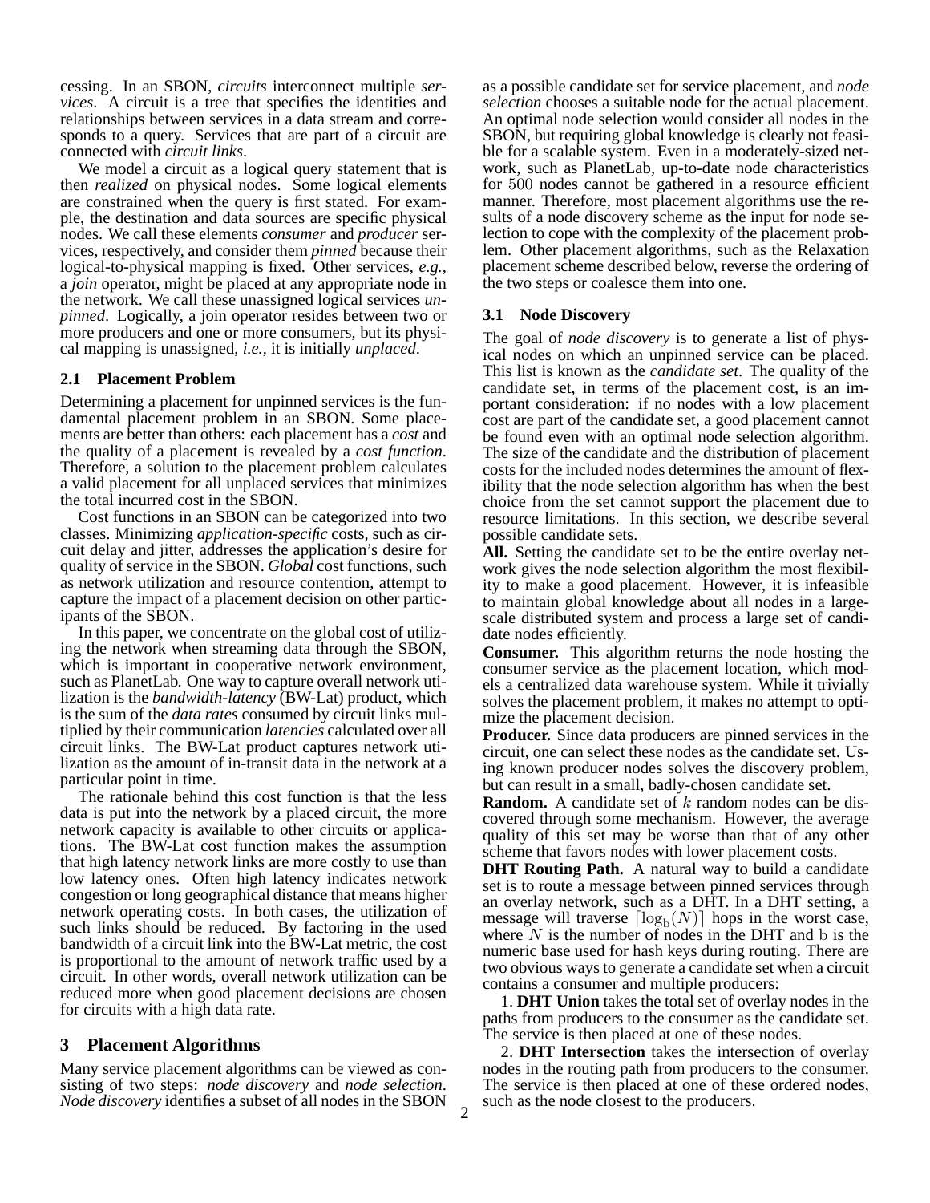cessing. In an SBON, *circuits* interconnect multiple *services*. A circuit is a tree that specifies the identities and relationships between services in a data stream and corresponds to a query. Services that are part of a circuit are connected with *circuit links*.

We model a circuit as a logical query statement that is then *realized* on physical nodes. Some logical elements are constrained when the query is first stated. For example, the destination and data sources are specific physical nodes. We call these elements *consumer* and *producer* services, respectively, and consider them *pinned* because their logical-to-physical mapping is fixed. Other services, *e.g.,* a *join* operator, might be placed at any appropriate node in the network. We call these unassigned logical services *unpinned*. Logically, a join operator resides between two or more producers and one or more consumers, but its physical mapping is unassigned, *i.e.,* it is initially *unplaced*.

### 2.1 Placement Problem

Determining a placement for unpinned services is the fundamental placement problem in an SBON. Some placements are better than others: each placement has a *cost* and the quality of a placement is revealed by a *cost function*. Therefore, a solution to the placement problem calculates a valid placement for all unplaced services that minimizes the total incurred cost in the SBON.

Cost functions in an SBON can be categorized into two classes. Minimizing *application-specific* costs, such as circuit delay and jitter, addresses the application's desire for quality of service in the SBON. *Global* cost functions, such as network utilization and resource contention, attempt to capture the impact of a placement decision on other participants of the SBON.

In this paper, we concentrate on the global cost of utilizing the network when streaming data through the SBON, which is important in cooperative network environment, such as PlanetLab. One way to capture overall network utilization is the *bandwidth-latency* (BW-Lat) product, which is the sum of the *data rates* consumed by circuit links multiplied by their communication *latencies* calculated over all circuit links. The BW-Lat product captures network utilization as the amount of in-transit data in the network at a particular point in time.

The rationale behind this cost function is that the less data is put into the network by a placed circuit, the more network capacity is available to other circuits or applications. The BW-Lat cost function makes the assumption that high latency network links are more costly to use than low latency ones. Often high latency indicates network congestion or long geographical distance that means higher network operating costs. In both cases, the utilization of such links should be reduced. By factoring in the used bandwidth of a circuit link into the BW-Lat metric, the cost is proportional to the amount of network traffic used by a circuit. In other words, overall network utilization can be reduced more when good placement decisions are chosen for circuits with a high data rate.

## 3 Placement Algorithms

Many service placement algorithms can be viewed as consisting of two steps: *node discovery* and *node selection*. *Node discovery* identifies a subset of all nodes in the SBON as a possible candidate set for service placement, and *node selection* chooses a suitable node for the actual placement. An optimal node selection would consider all nodes in the SBON, but requiring global knowledge is clearly not feasible for a scalable system. Even in a moderately-sized network, such as PlanetLab, up-to-date node characteristics for $500$ nodes cannot be gathered in a resource efficient manner. Therefore, most placement algorithms use the results of a node discovery scheme as the input for node selection to cope with the complexity of the placement problem. Other placement algorithms, such as the Relaxation placement scheme described below, reverse the ordering of the two steps or coalesce them into one.

### 3.1 Node Discovery

The goal of *node discovery* is to generate a list of physical nodes on which an unpinned service can be placed. This list is known as the *candidate set*. The quality of the candidate set, in terms of the placement cost, is an important consideration: if no nodes with a low placement cost are part of the candidate set, a good placement cannot be found even with an optimal node selection algorithm. The size of the candidate and the distribution of placement costs for the included nodes determines the amount of flexibility that the node selection algorithm has when the best choice from the set cannot support the placement due to resource limitations. In this section, we describe several possible candidate sets.

**All.** Setting the candidate set to be the entire overlay network gives the node selection algorithm the most flexibility to make a good placement. However, it is infeasible to maintain global knowledge about all nodes in a large-scale distributed system and process a large set of candidate nodes efficiently.

**Consumer.** This algorithm returns the node hosting the consumer service as the placement location, which models a centralized data warehouse system. While it trivially solves the placement problem, it makes no attempt to optimize the placement decision.

**Producer.** Since data producers are pinned services in the circuit, one can select these nodes as the candidate set. Using known producer nodes solves the discovery problem, but can result in a small, badly-chosen candidate set.

**Random.** A candidate set of $k$ random nodes can be discovered through some mechanism. However, the average quality of this set may be worse than that of any other scheme that favors nodes with lower placement costs.

**DHT Routing Path.** A natural way to build a candidate set is to route a message between pinned services through an overlay network, such as a DHT. In a DHT setting, a message will traverse $\lceil \log_{\mathrm{b}}(N) \rceil$ hops in the worst case, where $N$ is the number of nodes in the DHT and $\mathrm{b}$ is the numeric base used for hash keys during routing. There are two obvious ways to generate a candidate set when a circuit contains a consumer and multiple producers:

1. **DHT Union** takes the total set of overlay nodes in the paths from producers to the consumer as the candidate set. The service is then placed at one of these nodes.

2. **DHT Intersection** takes the intersection of overlay nodes in the routing path from producers to the consumer. The service is then placed at one of these ordered nodes, such as the node closest to the producers.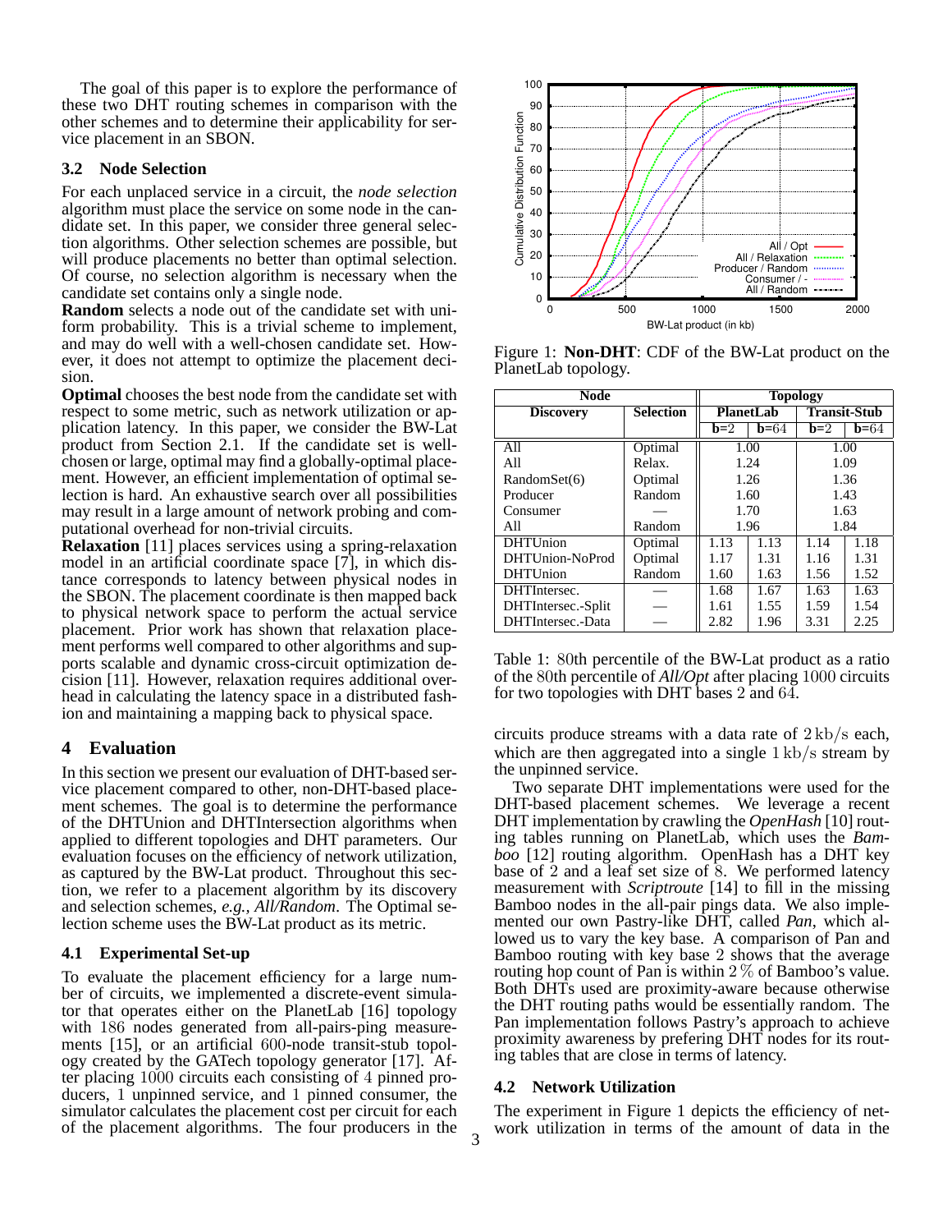The goal of this paper is to explore the performance of these two DHT routing schemes in comparison with the other schemes and to determine their applicability for service placement in an SBON.

### 3.2 Node Selection

For each unplaced service in a circuit, the *node selection* algorithm must place the service on some node in the candidate set. In this paper, we consider three general selection algorithms. Other selection schemes are possible, but will produce placements no better than optimal selection. Of course, no selection algorithm is necessary when the candidate set contains only a single node.

**Random** selects a node out of the candidate set with uniform probability. This is a trivial scheme to implement, and may do well with a well-chosen candidate set. However, it does not attempt to optimize the placement decision.

**Optimal** chooses the best node from the candidate set with respect to some metric, such as network utilization or application latency. In this paper, we consider the BW-Lat product from Section 2.1. If the candidate set is well-chosen or large, optimal may find a globally-optimal placement. However, an efficient implementation of optimal selection is hard. An exhaustive search over all possibilities may result in a large amount of network probing and computational overhead for non-trivial circuits.

**Relaxation** [11] places services using a spring-relaxation model in an artificial coordinate space [7], in which distance corresponds to latency between physical nodes in the SBON. The placement coordinate is then mapped back to physical network space to perform the actual service placement. Prior work has shown that relaxation placement performs well compared to other algorithms and supports scalable and dynamic cross-circuit optimization decision [11]. However, relaxation requires additional overhead in calculating the latency space in a distributed fashion and maintaining a mapping back to physical space.

## 4 Evaluation

In this section we present our evaluation of DHT-based service placement compared to other, non-DHT-based placement schemes. The goal is to determine the performance of the DHTUnion and DHTIntersection algorithms when applied to different topologies and DHT parameters. Our evaluation focuses on the efficiency of network utilization, as captured by the BW-Lat product. Throughout this section, we refer to a placement algorithm by its discovery and selection schemes, *e.g., All/Random*. The Optimal selection scheme uses the BW-Lat product as its metric.

### 4.1 Experimental Set-up

To evaluate the placement efficiency for a large number of circuits, we implemented a discrete-event simulator that operates either on the PlanetLab [16] topology with 186 nodes generated from all-pairs-ping measurements [15], or an artificial 600-node transit-stub topology created by the GATech topology generator [17]. After placing 1000 circuits each consisting of 4 pinned producers, 1 unpinned service, and 1 pinned consumer, the simulator calculates the placement cost per circuit for each of the placement algorithms. The four producers in the circuits produce streams with a data rate of $2\,\mathrm{kb/s}$ each, which are then aggregated into a single $1\,\mathrm{kb/s}$ stream by the unpinned service.

Two separate DHT implementations were used for the DHT-based placement schemes. We leverage a recent DHT implementation by crawling the *OpenHash* [10] routing tables running on PlanetLab, which uses the *Bamboo* [12] routing algorithm. OpenHash has a DHT key base of 2 and a leaf set size of 8. We performed latency measurement with *Scriptroute* [14] to fill in the missing Bamboo nodes in the all-pair pings data. We also implemented our own Pastry-like DHT, called *Pan*, which allowed us to vary the key base. A comparison of Pan and Bamboo routing with key base 2 shows that the average routing hop count of Pan is within $2\,\%$ of Bamboo's value. Both DHTs used are proximity-aware because otherwise the DHT routing paths would be essentially random. The Pan implementation follows Pastry's approach to achieve proximity awareness by prefering DHT nodes for its routing tables that are close in terms of latency.

Figure 1: **Non-DHT**: CDF of the BW-Lat product on the PlanetLab topology.

| Node Discovery | Node Selection | PlanetLab b=2 | PlanetLab b=64 | Transit-Stub b=2 | Transit-Stub b=64 |
|---|---|---|---|---|---|
| All | Optimal | 1.00 | | 1.00 | |
| All | Relax. | 1.24 | | 1.09 | |
| RandomSet(6) | Optimal | 1.26 | | 1.36 | |
| Producer | Random | 1.60 | | 1.43 | |
| Consumer | — | 1.70 | | 1.63 | |
| All | Random | 1.96 | | 1.84 | |
| DHTUnion | Optimal | 1.13 | 1.13 | 1.14 | 1.18 |
| DHTUnion-NoProd | Optimal | 1.17 | 1.31 | 1.16 | 1.31 |
| DHTUnion | Random | 1.60 | 1.63 | 1.56 | 1.52 |
| DHTIntersec. | — | 1.68 | 1.67 | 1.63 | 1.63 |
| DHTIntersec.-Split | — | 1.61 | 1.55 | 1.59 | 1.54 |
| DHTIntersec.-Data | — | 2.82 | 1.96 | 3.31 | 2.25 |

Table 1: 80th percentile of the BW-Lat product as a ratio of the 80th percentile of *All/Opt* after placing 1000 circuits for two topologies with DHT bases 2 and 64.

### 4.2 Network Utilization

The experiment in Figure 1 depicts the efficiency of network utilization in terms of the amount of data in the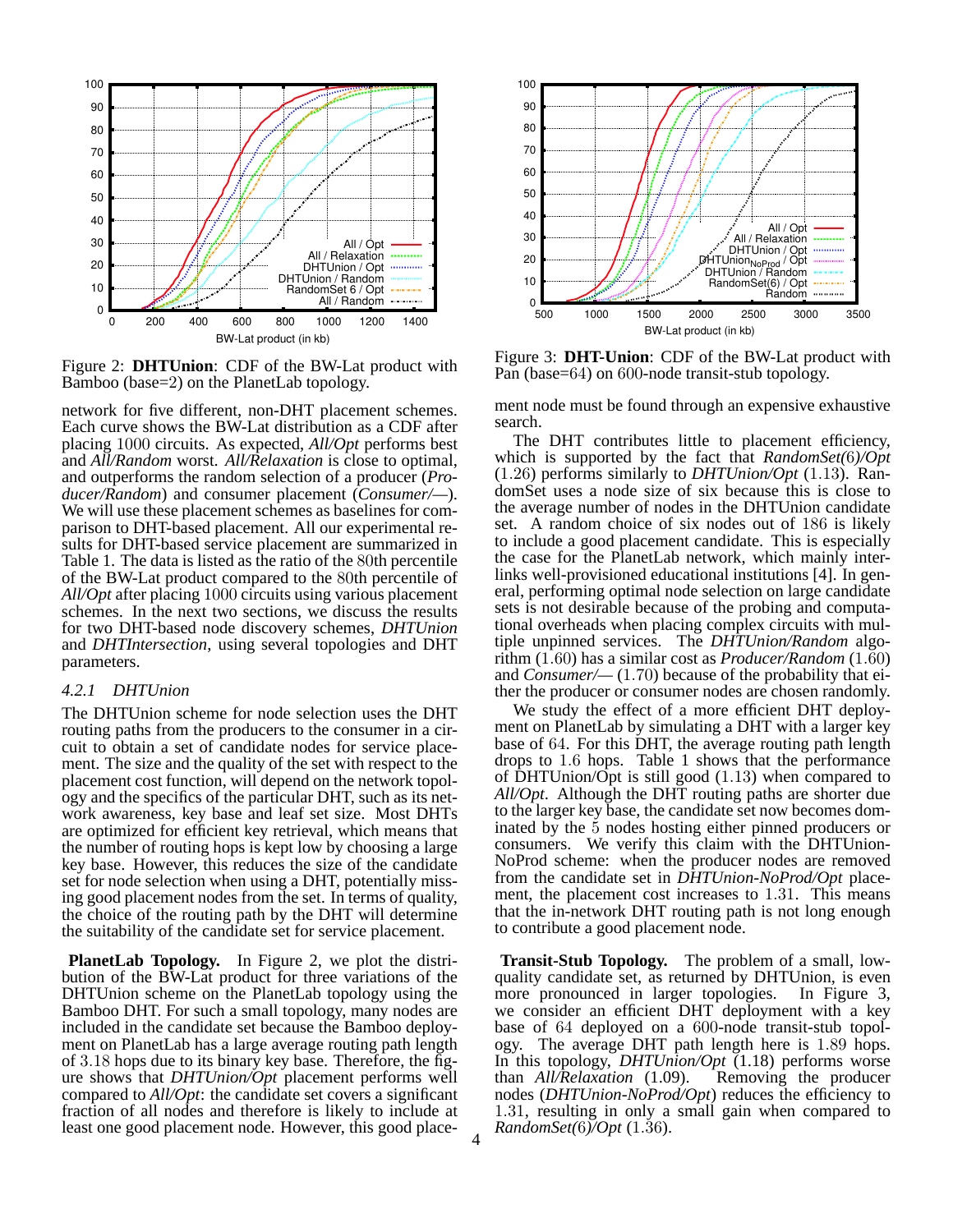Figure 2: **DHTUnion**: CDF of the BW-Lat product with Bamboo (base=2) on the PlanetLab topology.

Figure 3: **DHTUnion**: CDF of the BW-Lat product with Pan (base=64) on 600-node transit-stub topology.

network for five different, non-DHT placement schemes. Each curve shows the BW-Lat distribution as a CDF after placing 1000 circuits. As expected, *All/Opt* performs best and *All/Random* worst. *All/Relaxation* is close to optimal, and outperforms the random selection of a producer (*Producer/Random*) and consumer placement (*Consumer/—*). We will use these placement schemes as baselines for comparison to DHT-based placement. All our experimental results for DHT-based service placement are summarized in Table 1. The data is listed as the ratio of the 80th percentile of the BW-Lat product compared to the 80th percentile of *All/Opt* after placing 1000 circuits using various placement schemes. In the next two sections, we discuss the results for two DHT-based node discovery schemes, *DHTUnion* and *DHTIntersection*, using several topologies and DHT parameters.

#### 4.2.1 DHTUnion

The DHTUnion scheme for node selection uses the DHT routing paths from the producers to the consumer in a circuit to obtain a set of candidate nodes for service placement. The size and the quality of the set with respect to the placement cost function, will depend on the network topology and the specifics of the particular DHT, such as its network awareness, key base and leaf set size. Most DHTs are optimized for efficient key retrieval, which means that the number of routing hops is kept low by choosing a large key base. However, this reduces the size of the candidate set for node selection when using a DHT, potentially missing good placement nodes from the set. In terms of quality, the choice of the routing path by the DHT will determine the suitability of the candidate set for service placement.

**PlanetLab Topology.** In Figure 2, we plot the distribution of the BW-Lat product for three variations of the DHTUnion scheme on the PlanetLab topology using the Bamboo DHT. For such a small topology, many nodes are included in the candidate set because the Bamboo deployment on PlanetLab has a large average routing path length of 3.18 hops due to its binary key base. Therefore, the figure shows that *DHTUnion/Opt* placement performs well compared to *All/Opt*: the candidate set covers a significant fraction of all nodes and therefore is likely to include at least one good placement node. However, this good placement node must be found through an expensive exhaustive search.

The DHT contributes little to placement efficiency, which is supported by the fact that *RandomSet*(6)*/Opt* (1.26) performs similarly to *DHTUnion/Opt* (1.13). RandomSet uses a node size of six because this is close to the average number of nodes in the DHTUnion candidate set. A random choice of six nodes out of 186 is likely to include a good placement candidate. This is especially the case for the PlanetLab network, which mainly interlinks well-provisioned educational institutions [4]. In general, performing optimal node selection on large candidate sets is not desirable because of the probing and computational overheads when placing complex circuits with multiple unpinned services. The *DHTUnion/Random* algorithm (1.60) has a similar cost as *Producer/Random* (1.60) and *Consumer/—* (1.70) because of the probability that either the producer or consumer nodes are chosen randomly.

We study the effect of a more efficient DHT deployment on PlanetLab by simulating a DHT with a larger key base of 64. For this DHT, the average routing path length drops to 1.6 hops. Table 1 shows that the performance of DHTUnion/Opt is still good (1.13) when compared to *All/Opt*. Although the DHT routing paths are shorter due to the larger key base, the candidate set now becomes dominated by the 5 nodes hosting either pinned producers or consumers. We verify this claim with the DHTUnion-NoProd scheme: when the producer nodes are removed from the candidate set in *DHTUnion-NoProd/Opt* placement, the placement cost increases to 1.31. This means that the in-network DHT routing path is not long enough to contribute a good placement node.

**Transit-Stub Topology.** The problem of a small, low-quality candidate set, as returned by DHTUnion, is even more pronounced in larger topologies. In Figure 3, we consider an efficient DHT deployment with a key base of 64 deployed on a 600-node transit-stub topology. The average DHT path length here is 1.89 hops. In this topology, *DHTUnion/Opt* (1.18) performs worse than *All/Relaxation* (1.09). Removing the producer nodes (*DHTUnion-NoProd/Opt*) reduces the efficiency to 1.31, resulting in only a small gain when compared to *RandomSet*(6)*/Opt* (1.36).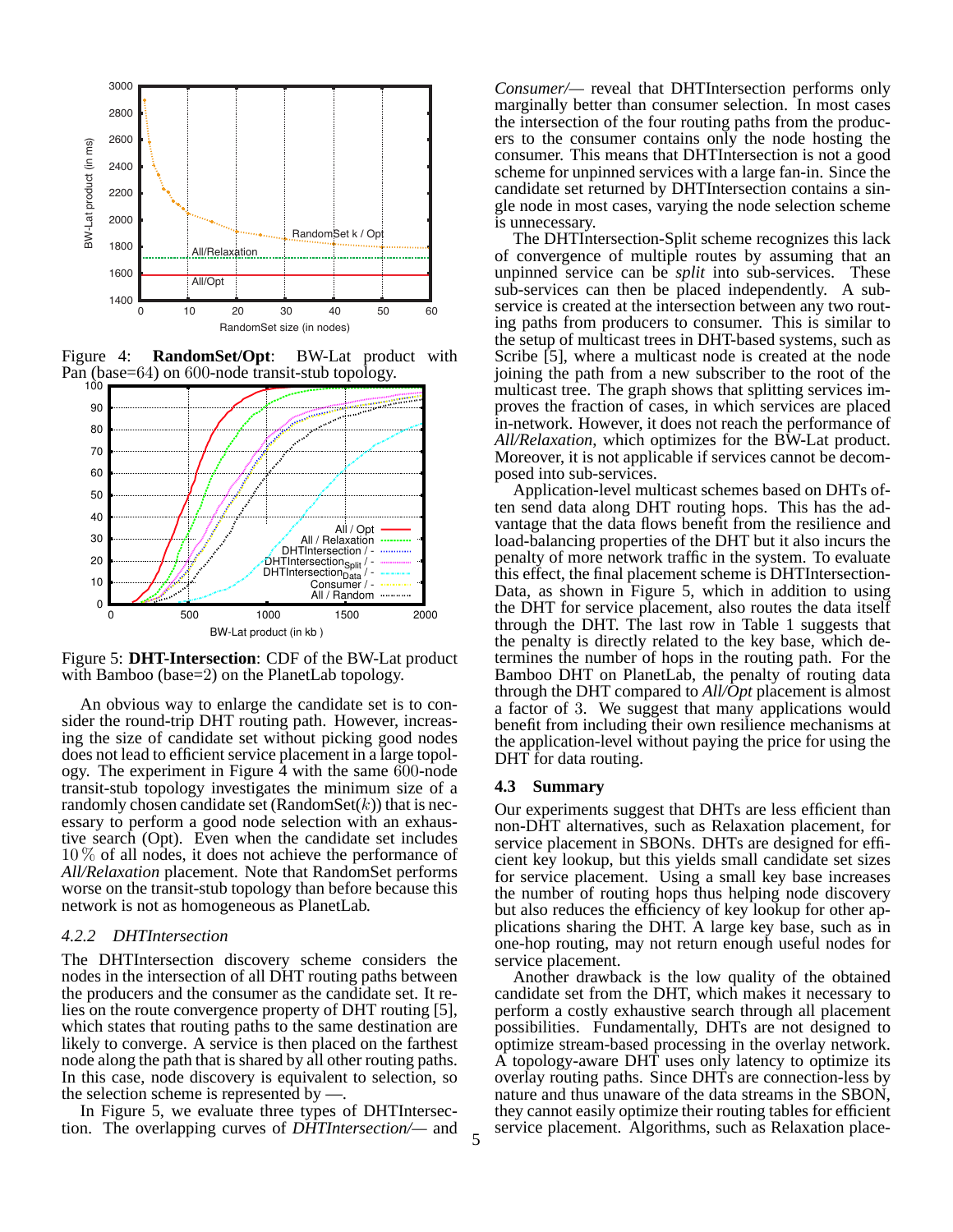Figure 4: **RandomSet/Opt**: BW-Lat product with Pan (base=64) on 600-node transit-stub topology.

Figure 5: **DHT-Intersection**: CDF of the BW-Lat product with Bamboo (base=2) on the PlanetLab topology.

An obvious way to enlarge the candidate set is to consider the round-trip DHT routing path. However, increasing the size of candidate set without picking good nodes does not lead to efficient service placement in a large topology. The experiment in Figure 4 with the same 600-node transit-stub topology investigates the minimum size of a randomly chosen candidate set (RandomSet($k$)) that is necessary to perform a good node selection with an exhaustive search (Opt). Even when the candidate set includes 10 % of all nodes, it does not achieve the performance of *All/Relaxation* placement. Note that RandomSet performs worse on the transit-stub topology than before because this network is not as homogeneous as PlanetLab.

#### 4.2.2 DHTIntersection

The DHTIntersection discovery scheme considers the nodes in the intersection of all DHT routing paths between the producers and the consumer as the candidate set. It relies on the route convergence property of DHT routing [5], which states that routing paths to the same destination are likely to converge. A service is then placed on the farthest node along the path that is shared by all other routing paths. In this case, node discovery is equivalent to selection, so the selection scheme is represented by —.

In Figure 5, we evaluate three types of DHTIntersection. The overlapping curves of *DHTIntersection/—* and *Consumer/—* reveal that DHTIntersection performs only marginally better than consumer selection. In most cases the intersection of the four routing paths from the producers to the consumer contains only the node hosting the consumer. This means that DHTIntersection is not a good scheme for unpinned services with a large fan-in. Since the candidate set returned by DHTIntersection contains a single node in most cases, varying the node selection scheme is unnecessary.

The DHTIntersection-Split scheme recognizes this lack of convergence of multiple routes by assuming that an unpinned service can be *split* into sub-services. These sub-services can then be placed independently. A sub-service is created at the intersection between any two routing paths from producers to consumer. This is similar to the setup of multicast trees in DHT-based systems, such as Scribe [5], where a multicast node is created at the node joining the path from a new subscriber to the root of the multicast tree. The graph shows that splitting services improves the fraction of cases, in which services are placed in-network. However, it does not reach the performance of *All/Relaxation*, which optimizes for the BW-Lat product. Moreover, it is not applicable if services cannot be decomposed into sub-services.

Application-level multicast schemes based on DHTs often send data along DHT routing hops. This has the advantage that the data flows benefit from the resilience and load-balancing properties of the DHT but it also incurs the penalty of more network traffic in the system. To evaluate this effect, the final placement scheme is DHTIntersection-Data, as shown in Figure 5, which in addition to using the DHT for service placement, also routes the data itself through the DHT. The last row in Table 1 suggests that the penalty is directly related to the key base, which determines the number of hops in the routing path. For the Bamboo DHT on PlanetLab, the penalty of routing data through the DHT compared to *All/Opt* placement is almost a factor of 3. We suggest that many applications would benefit from including their own resilience mechanisms at the application-level without paying the price for using the DHT for data routing.

### 4.3 Summary

Our experiments suggest that DHTs are less efficient than non-DHT alternatives, such as Relaxation placement, for service placement in SBONs. DHTs are designed for efficient key lookup, but this yields small candidate set sizes for service placement. Using a small key base increases the number of routing hops thus helping node discovery but also reduces the efficiency of key lookup for other applications sharing the DHT. A large key base, such as in one-hop routing, may not return enough useful nodes for service placement.

Another drawback is the low quality of the obtained candidate set from the DHT, which makes it necessary to perform a costly exhaustive search through all placement possibilities. Fundamentally, DHTs are not designed to optimize stream-based processing in the overlay network. A topology-aware DHT uses only latency to optimize its overlay routing paths. Since DHTs are connection-less by nature and thus unaware of the data streams in the SBON, they cannot easily optimize their routing tables for efficient service placement. Algorithms, such as Relaxation place-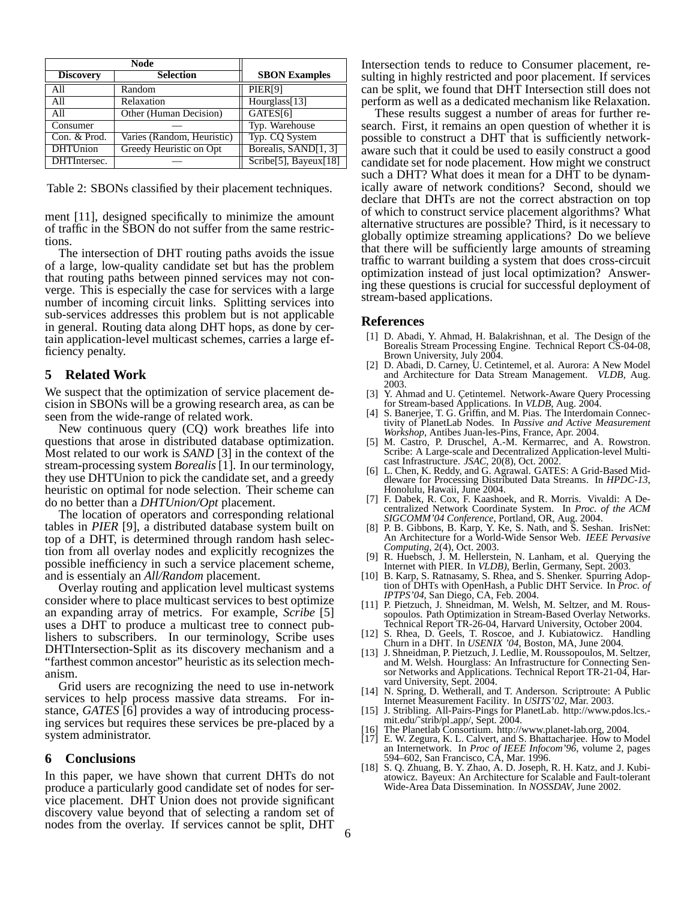| Node | | SBON Examples |
|---|---|---|
| **Discovery** | **Selection** | |
| All | Random | PIER[9] |
| All | Relaxation | Hourglass[13] |
| All | Other (Human Decision) | GATES[6] |
| Consumer | — | Typ. Warehouse |
| Con. & Prod. | Varies (Random, Heuristic) | Typ. CQ System |
| DHTUnion | Greedy Heuristic on Opt | Borealis, SAND[1, 3] |
| DHTIntersec. | — | Scribe[5], Bayeux[18] |

Table 2: SBONs classified by their placement techniques.

ment [11], designed specifically to minimize the amount of traffic in the SBON do not suffer from the same restrictions.

The intersection of DHT routing paths avoids the issue of a large, low-quality candidate set but has the problem that routing paths between pinned services may not converge. This is especially the case for services with a large number of incoming circuit links. Splitting services into sub-services addresses this problem but is not applicable in general. Routing data along DHT hops, as done by certain application-level multicast schemes, carries a large efficiency penalty.

## 5 Related Work

We suspect that the optimization of service placement decision in SBONs will be a growing research area, as can be seen from the wide-range of related work.

New continuous query (CQ) work breathes life into questions that arose in distributed database optimization. Most related to our work is *SAND* [3] in the context of the stream-processing system *Borealis* [1]. In our terminology, they use DHTUnion to pick the candidate set, and a greedy heuristic on optimal for node selection. Their scheme can do no better than a *DHTUnion/Opt* placement.

The location of operators and corresponding relational tables in *PIER* [9], a distributed database system built on top of a DHT, is determined through random hash selection from all overlay nodes and explicitly recognizes the possible inefficiency in such a service placement scheme, and is essentialy an *All/Random* placement.

Overlay routing and application level multicast systems consider where to place multicast services to best optimize an expanding array of metrics. For example, *Scribe* [5] uses a DHT to produce a multicast tree to connect publishers to subscribers. In our terminology, Scribe uses DHTIntersection-Split as its discovery mechanism and a "farthest common ancestor" heuristic as its selection mechanism.

Grid users are recognizing the need to use in-network services to help process massive data streams. For instance, *GATES* [6] provides a way of introducing processing services but requires these services be pre-placed by a system administrator.

## 6 Conclusions

In this paper, we have shown that current DHTs do not produce a particularly good candidate set of nodes for service placement. DHT Union does not provide significant discovery value beyond that of selecting a random set of nodes from the overlay. If services cannot be split, DHT Intersection tends to reduce to Consumer placement, resulting in highly restricted and poor placement. If services can be split, we found that DHT Intersection still does not perform as well as a dedicated mechanism like Relaxation.

These results suggest a number of areas for further research. First, it remains an open question of whether it is possible to construct a DHT that is sufficiently network-aware such that it could be used to easily construct a good candidate set for node placement. How might we construct such a DHT? What does it mean for a DHT to be dynamically aware of network conditions? Second, should we declare that DHTs are not the correct abstraction on top of which to construct service placement algorithms? What alternative structures are possible? Third, is it necessary to globally optimize streaming applications? Do we believe that there will be sufficiently large amounts of streaming traffic to warrant building a system that does cross-circuit optimization instead of just local optimization? Answering these questions is crucial for successful deployment of stream-based applications.

## References

[1] D. Abadi, Y. Ahmad, H. Balakrishnan, et al. The Design of the Borealis Stream Processing Engine. Technical Report CS-04-08, Brown University, July 2004.

[2] D. Abadi, D. Carney, U. Cetintemel, et al. Aurora: A New Model and Architecture for Data Stream Management. *VLDB*, Aug. 2003.

[3] Y. Ahmad and U. Çetintemel. Network-Aware Query Processing for Stream-based Applications. In *VLDB*, Aug. 2004.

[4] S. Banerjee, T. G. Griffin, and M. Pias. The Interdomain Connectivity of PlanetLab Nodes. In *Passive and Active Measurement Workshop*, Antibes Juan-les-Pins, France, Apr. 2004.

[5] M. Castro, P. Druschel, A.-M. Kermarrec, and A. Rowstron. Scribe: A Large-scale and Decentralized Application-level Multicast Infrastructure. *JSAC*, 20(8), Oct. 2002.

[6] L. Chen, K. Reddy, and G. Agrawal. GATES: A Grid-Based Middleware for Processing Distributed Data Streams. In *HPDC-13*, Honolulu, Hawaii, June 2004.

[7] F. Dabek, R. Cox, F. Kaashoek, and R. Morris. Vivaldi: A Decentralized Network Coordinate System. In *Proc. of the ACM SIGCOMM'04 Conference*, Portland, OR, Aug. 2004.

[8] P. B. Gibbons, B. Karp, Y. Ke, S. Nath, and S. Seshan. IrisNet: An Architecture for a World-Wide Sensor Web. *IEEE Pervasive Computing*, 2(4), Oct. 2003.

[9] R. Huebsch, J. M. Hellerstein, N. Lanham, et al. Querying the Internet with PIER. In *VLDB)*, Berlin, Germany, Sept. 2003.

[10] B. Karp, S. Ratnasamy, S. Rhea, and S. Shenker. Spurring Adoption of DHTs with OpenHash, a Public DHT Service. In *Proc. of IPTPS'04*, San Diego, CA, Feb. 2004.

[11] P. Pietzuch, J. Shneidman, M. Welsh, M. Seltzer, and M. Roussopoulos. Path Optimization in Stream-Based Overlay Networks. Technical Report TR-26-04, Harvard University, October 2004.

[12] S. Rhea, D. Geels, T. Roscoe, and J. Kubiatowicz. Handling Churn in a DHT. In *USENIX '04*, Boston, MA, June 2004.

[13] J. Shneidman, P. Pietzuch, J. Ledlie, M. Roussopoulos, M. Seltzer, and M. Welsh. Hourglass: An Infrastructure for Connecting Sensor Networks and Applications. Technical Report TR-21-04, Harvard University, Sept. 2004.

[14] N. Spring, D. Wetherall, and T. Anderson. Scriptroute: A Public Internet Measurement Facility. In *USITS'02*, Mar. 2003.

[15] J. Stribling. All-Pairs-Pings for PlanetLab. http://www.pdos.lcs.mit.edu/~strib/pl_app/, Sept. 2004.

[16] The Planetlab Consortium. http://www.planet-lab.org, 2004.

[17] E. W. Zegura, K. L. Calvert, and S. Bhattacharjee. How to Model an Internetwork. In *Proc of IEEE Infocom'96*, volume 2, pages 594–602, San Francisco, CA, Mar. 1996.

[18] S. Q. Zhuang, B. Y. Zhao, A. D. Joseph, R. H. Katz, and J. Kubiatowicz. Bayeux: An Architecture for Scalable and Fault-tolerant Wide-Area Data Dissemination. In *NOSSDAV*, June 2002.